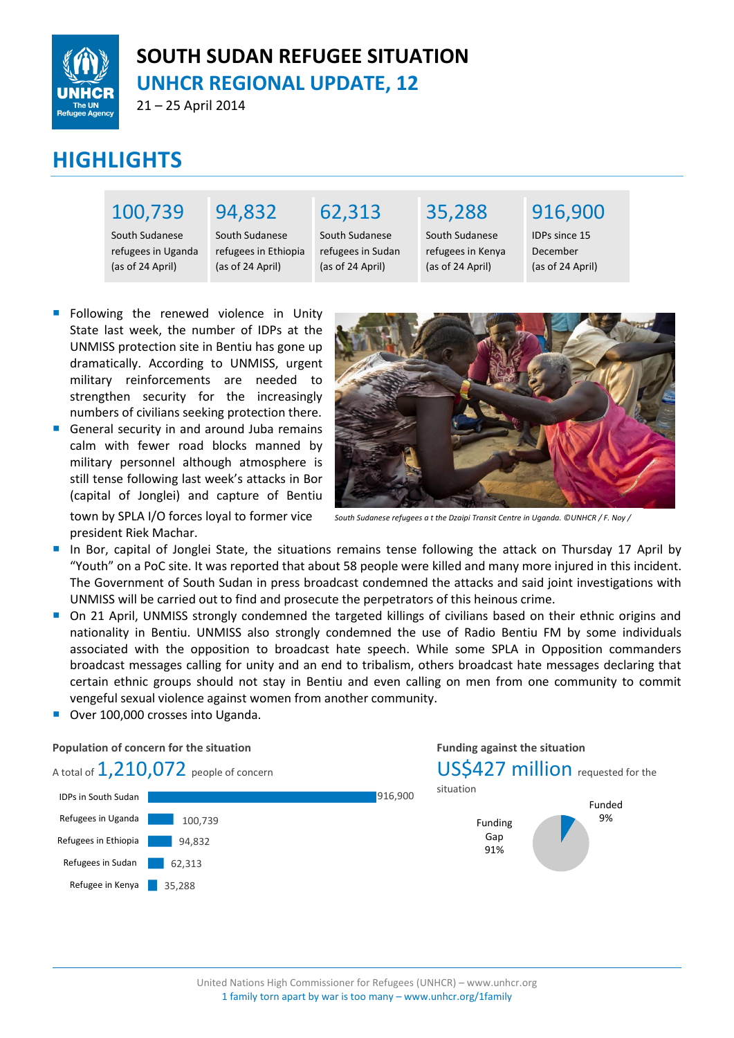# SOUTH SUDAN REFUGEE SITUATION

## UNHCR REGIONAL UPDATE, 12

21 – 25 April 2014

## HIGHLIGHTS

| 100,739 | 94,832 | 62,313 | 35,288 | 916,900 |
|---|---|---|---|---|
| South Sudanese refugees in Uganda (as of 24 April) | South Sudanese refugees in Ethiopia (as of 24 April) | South Sudanese refugees in Sudan (as of 24 April) | South Sudanese refugees in Kenya (as of 24 April) | IDPs since 15 December (as of 24 April) |

- Following the renewed violence in Unity State last week, the number of IDPs at the UNMISS protection site in Bentiu has gone up dramatically. According to UNMISS, urgent military reinforcements are needed to strengthen security for the increasingly numbers of civilians seeking protection there.
- General security in and around Juba remains calm with fewer road blocks manned by military personnel although atmosphere is still tense following last week's attacks in Bor (capital of Jonglei) and capture of Bentiu town by SPLA I/O forces loyal to former vice president Riek Machar.
- In Bor, capital of Jonglei State, the situations remains tense following the attack on Thursday 17 April by "Youth" on a PoC site. It was reported that about 58 people were killed and many more injured in this incident. The Government of South Sudan in press broadcast condemned the attacks and said joint investigations with UNMISS will be carried out to find and prosecute the perpetrators of this heinous crime.
- On 21 April, UNMISS strongly condemned the targeted killings of civilians based on their ethnic origins and nationality in Bentiu. UNMISS also strongly condemned the use of Radio Bentiu FM by some individuals associated with the opposition to broadcast hate speech. While some SPLA in Opposition commanders broadcast messages calling for unity and an end to tribalism, others broadcast hate messages declaring that certain ethnic groups should not stay in Bentiu and even calling on men from one community to commit vengeful sexual violence against women from another community.
- Over 100,000 crosses into Uganda.

*South Sudanese refugees a t the Dzaipi Transit Centre in Uganda. ©UNHCR / F. Noy /*

**Population of concern for the situation**

A total of 1,210,072 people of concern

| Population | Number |
|---|---|
| IDPs in South Sudan | 916,900 |
| Refugees in Uganda | 100,739 |
| Refugees in Ethiopia | 94,832 |
| Refugees in Sudan | 62,313 |
| Refugee in Kenya | 35,288 |

**Funding against the situation**

US$427 million requested for the situation

Funded 9%

Funding Gap 91%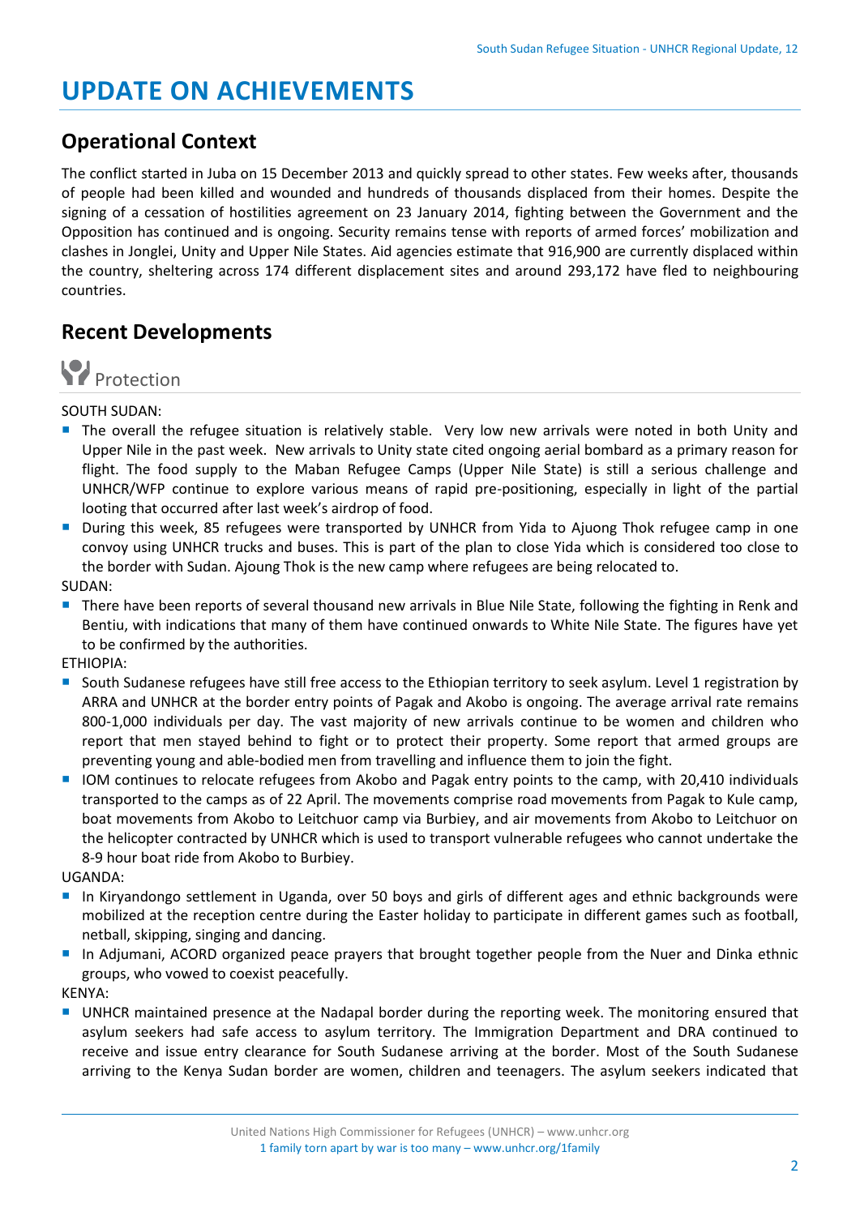# UPDATE ON ACHIEVEMENTS

## Operational Context

The conflict started in Juba on 15 December 2013 and quickly spread to other states. Few weeks after, thousands of people had been killed and wounded and hundreds of thousands displaced from their homes. Despite the signing of a cessation of hostilities agreement on 23 January 2014, fighting between the Government and the Opposition has continued and is ongoing. Security remains tense with reports of armed forces' mobilization and clashes in Jonglei, Unity and Upper Nile States. Aid agencies estimate that 916,900 are currently displaced within the country, sheltering across 174 different displacement sites and around 293,172 have fled to neighbouring countries.

## Recent Developments

### Protection

SOUTH SUDAN:

- The overall the refugee situation is relatively stable. Very low new arrivals were noted in both Unity and Upper Nile in the past week. New arrivals to Unity state cited ongoing aerial bombard as a primary reason for flight. The food supply to the Maban Refugee Camps (Upper Nile State) is still a serious challenge and UNHCR/WFP continue to explore various means of rapid pre-positioning, especially in light of the partial looting that occurred after last week's airdrop of food.
- During this week, 85 refugees were transported by UNHCR from Yida to Ajuong Thok refugee camp in one convoy using UNHCR trucks and buses. This is part of the plan to close Yida which is considered too close to the border with Sudan. Ajuong Thok is the new camp where refugees are being relocated to.

SUDAN:

- There have been reports of several thousand new arrivals in Blue Nile State, following the fighting in Renk and Bentiu, with indications that many of them have continued onwards to White Nile State. The figures have yet to be confirmed by the authorities.

ETHIOPIA:

- South Sudanese refugees have still free access to the Ethiopian territory to seek asylum. Level 1 registration by ARRA and UNHCR at the border entry points of Pagak and Akobo is ongoing. The average arrival rate remains 800-1,000 individuals per day. The vast majority of new arrivals continue to be women and children who report that men stayed behind to fight or to protect their property. Some report that armed groups are preventing young and able-bodied men from travelling and influence them to join the fight.
- IOM continues to relocate refugees from Akobo and Pagak entry points to the camp, with 20,410 individuals transported to the camps as of 22 April. The movements comprise road movements from Pagak to Kule camp, boat movements from Akobo to Leitchuor camp via Burbiey, and air movements from Akobo to Leitchuor on the helicopter contracted by UNHCR which is used to transport vulnerable refugees who cannot undertake the 8-9 hour boat ride from Akobo to Burbiey.

UGANDA:

- In Kiryandongo settlement in Uganda, over 50 boys and girls of different ages and ethnic backgrounds were mobilized at the reception centre during the Easter holiday to participate in different games such as football, netball, skipping, singing and dancing.
- In Adjumani, ACORD organized peace prayers that brought together people from the Nuer and Dinka ethnic groups, who vowed to coexist peacefully.

KENYA:

- UNHCR maintained presence at the Nadapal border during the reporting week. The monitoring ensured that asylum seekers had safe access to asylum territory. The Immigration Department and DRA continued to receive and issue entry clearance for South Sudanese arriving at the border. Most of the South Sudanese arriving to the Kenya Sudan border are women, children and teenagers. The asylum seekers indicated that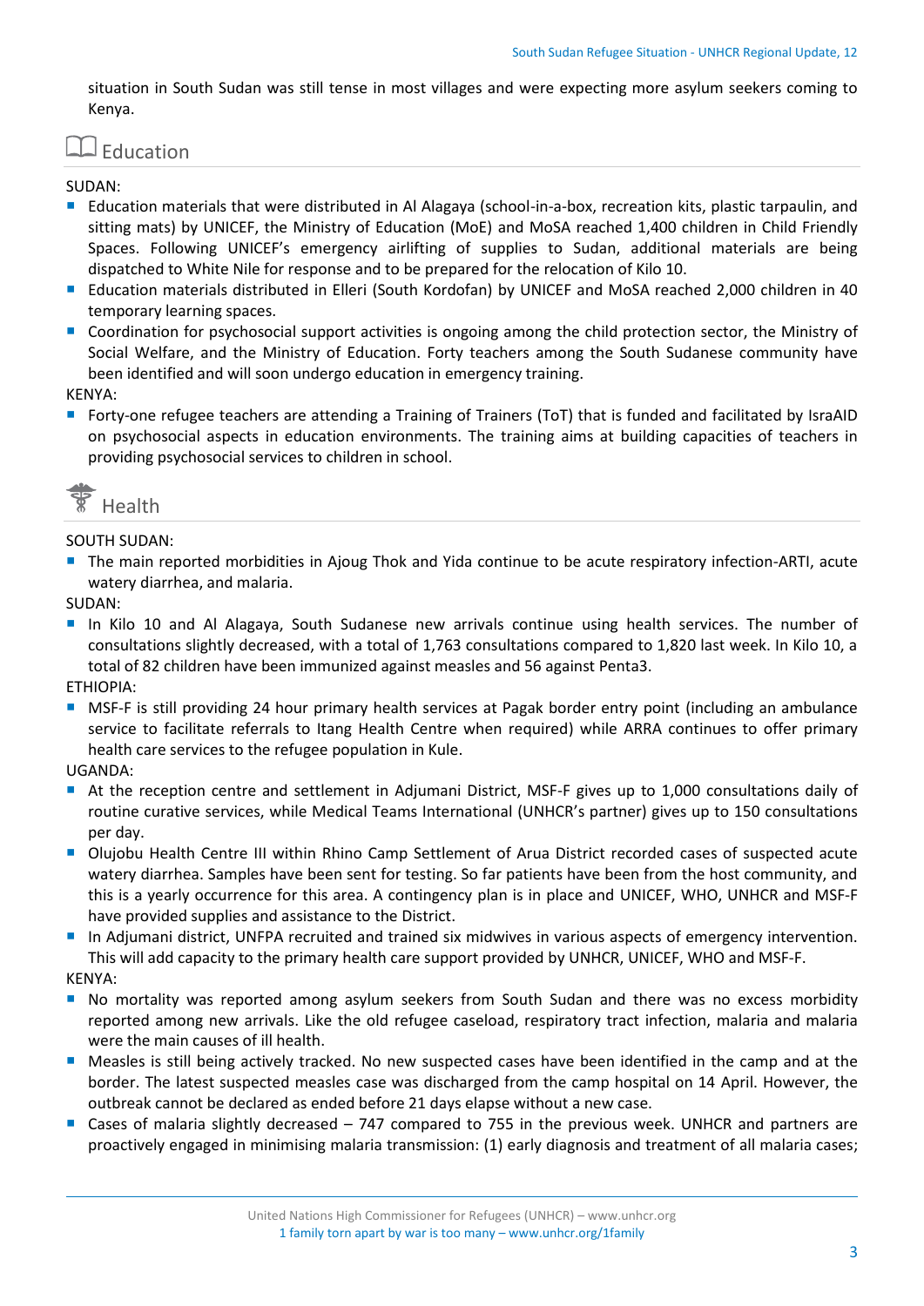situation in South Sudan was still tense in most villages and were expecting more asylum seekers coming to Kenya.

## Education

SUDAN:

- Education materials that were distributed in Al Alagaya (school-in-a-box, recreation kits, plastic tarpaulin, and sitting mats) by UNICEF, the Ministry of Education (MoE) and MoSA reached 1,400 children in Child Friendly Spaces. Following UNICEF's emergency airlifting of supplies to Sudan, additional materials are being dispatched to White Nile for response and to be prepared for the relocation of Kilo 10.
- Education materials distributed in Elleri (South Kordofan) by UNICEF and MoSA reached 2,000 children in 40 temporary learning spaces.
- Coordination for psychosocial support activities is ongoing among the child protection sector, the Ministry of Social Welfare, and the Ministry of Education. Forty teachers among the South Sudanese community have been identified and will soon undergo education in emergency training.

KENYA:

- Forty-one refugee teachers are attending a Training of Trainers (ToT) that is funded and facilitated by IsraAID on psychosocial aspects in education environments. The training aims at building capacities of teachers in providing psychosocial services to children in school.

## Health

SOUTH SUDAN:

- The main reported morbidities in Ajoug Thok and Yida continue to be acute respiratory infection-ARTI, acute watery diarrhea, and malaria.

SUDAN:

- In Kilo 10 and Al Alagaya, South Sudanese new arrivals continue using health services. The number of consultations slightly decreased, with a total of 1,763 consultations compared to 1,820 last week. In Kilo 10, a total of 82 children have been immunized against measles and 56 against Penta3.

ETHIOPIA:

- MSF-F is still providing 24 hour primary health services at Pagak border entry point (including an ambulance service to facilitate referrals to Itang Health Centre when required) while ARRA continues to offer primary health care services to the refugee population in Kule.

UGANDA:

- At the reception centre and settlement in Adjumani District, MSF-F gives up to 1,000 consultations daily of routine curative services, while Medical Teams International (UNHCR's partner) gives up to 150 consultations per day.
- Olujobu Health Centre III within Rhino Camp Settlement of Arua District recorded cases of suspected acute watery diarrhea. Samples have been sent for testing. So far patients have been from the host community, and this is a yearly occurrence for this area. A contingency plan is in place and UNICEF, WHO, UNHCR and MSF-F have provided supplies and assistance to the District.
- In Adjumani district, UNFPA recruited and trained six midwives in various aspects of emergency intervention. This will add capacity to the primary health care support provided by UNHCR, UNICEF, WHO and MSF-F.

KENYA:

- No mortality was reported among asylum seekers from South Sudan and there was no excess morbidity reported among new arrivals. Like the old refugee caseload, respiratory tract infection, malaria and malaria were the main causes of ill health.
- Measles is still being actively tracked. No new suspected cases have been identified in the camp and at the border. The latest suspected measles case was discharged from the camp hospital on 14 April. However, the outbreak cannot be declared as ended before 21 days elapse without a new case.
- Cases of malaria slightly decreased – 747 compared to 755 in the previous week. UNHCR and partners are proactively engaged in minimising malaria transmission: (1) early diagnosis and treatment of all malaria cases;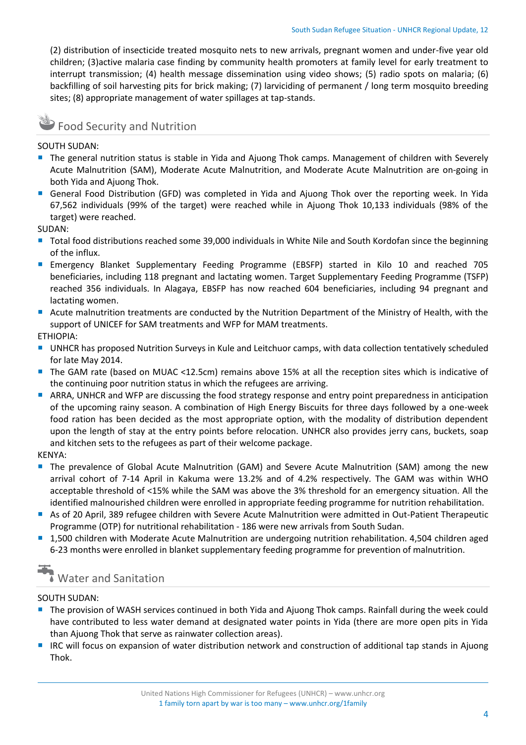(2) distribution of insecticide treated mosquito nets to new arrivals, pregnant women and under-five year old children; (3)active malaria case finding by community health promoters at family level for early treatment to interrupt transmission; (4) health message dissemination using video shows; (5) radio spots on malaria; (6) backfilling of soil harvesting pits for brick making; (7) larviciding of permanent / long term mosquito breeding sites; (8) appropriate management of water spillages at tap-stands.

## Food Security and Nutrition

SOUTH SUDAN:

- The general nutrition status is stable in Yida and Ajuong Thok camps. Management of children with Severely Acute Malnutrition (SAM), Moderate Acute Malnutrition, and Moderate Acute Malnutrition are on-going in both Yida and Ajuong Thok.
- General Food Distribution (GFD) was completed in Yida and Ajuong Thok over the reporting week. In Yida 67,562 individuals (99% of the target) were reached while in Ajuong Thok 10,133 individuals (98% of the target) were reached.

SUDAN:

- Total food distributions reached some 39,000 individuals in White Nile and South Kordofan since the beginning of the influx.
- Emergency Blanket Supplementary Feeding Programme (EBSFP) started in Kilo 10 and reached 705 beneficiaries, including 118 pregnant and lactating women. Target Supplementary Feeding Programme (TSFP) reached 356 individuals. In Alagaya, EBSFP has now reached 604 beneficiaries, including 94 pregnant and lactating women.
- Acute malnutrition treatments are conducted by the Nutrition Department of the Ministry of Health, with the support of UNICEF for SAM treatments and WFP for MAM treatments.

ETHIOPIA:

- UNHCR has proposed Nutrition Surveys in Kule and Leitchuor camps, with data collection tentatively scheduled for late May 2014.
- The GAM rate (based on MUAC <12.5cm) remains above 15% at all the reception sites which is indicative of the continuing poor nutrition status in which the refugees are arriving.
- ARRA, UNHCR and WFP are discussing the food strategy response and entry point preparedness in anticipation of the upcoming rainy season. A combination of High Energy Biscuits for three days followed by a one-week food ration has been decided as the most appropriate option, with the modality of distribution dependent upon the length of stay at the entry points before relocation. UNHCR also provides jerry cans, buckets, soap and kitchen sets to the refugees as part of their welcome package.

KENYA:

- The prevalence of Global Acute Malnutrition (GAM) and Severe Acute Malnutrition (SAM) among the new arrival cohort of 7-14 April in Kakuma were 13.2% and of 4.2% respectively. The GAM was within WHO acceptable threshold of <15% while the SAM was above the 3% threshold for an emergency situation. All the identified malnourished children were enrolled in appropriate feeding programme for nutrition rehabilitation.
- As of 20 April, 389 refugee children with Severe Acute Malnutrition were admitted in Out-Patient Therapeutic Programme (OTP) for nutritional rehabilitation - 186 were new arrivals from South Sudan.
- 1,500 children with Moderate Acute Malnutrition are undergoing nutrition rehabilitation. 4,504 children aged 6-23 months were enrolled in blanket supplementary feeding programme for prevention of malnutrition.

## Water and Sanitation

SOUTH SUDAN:

- The provision of WASH services continued in both Yida and Ajuong Thok camps. Rainfall during the week could have contributed to less water demand at designated water points in Yida (there are more open pits in Yida than Ajuong Thok that serve as rainwater collection areas).
- IRC will focus on expansion of water distribution network and construction of additional tap stands in Ajuong Thok.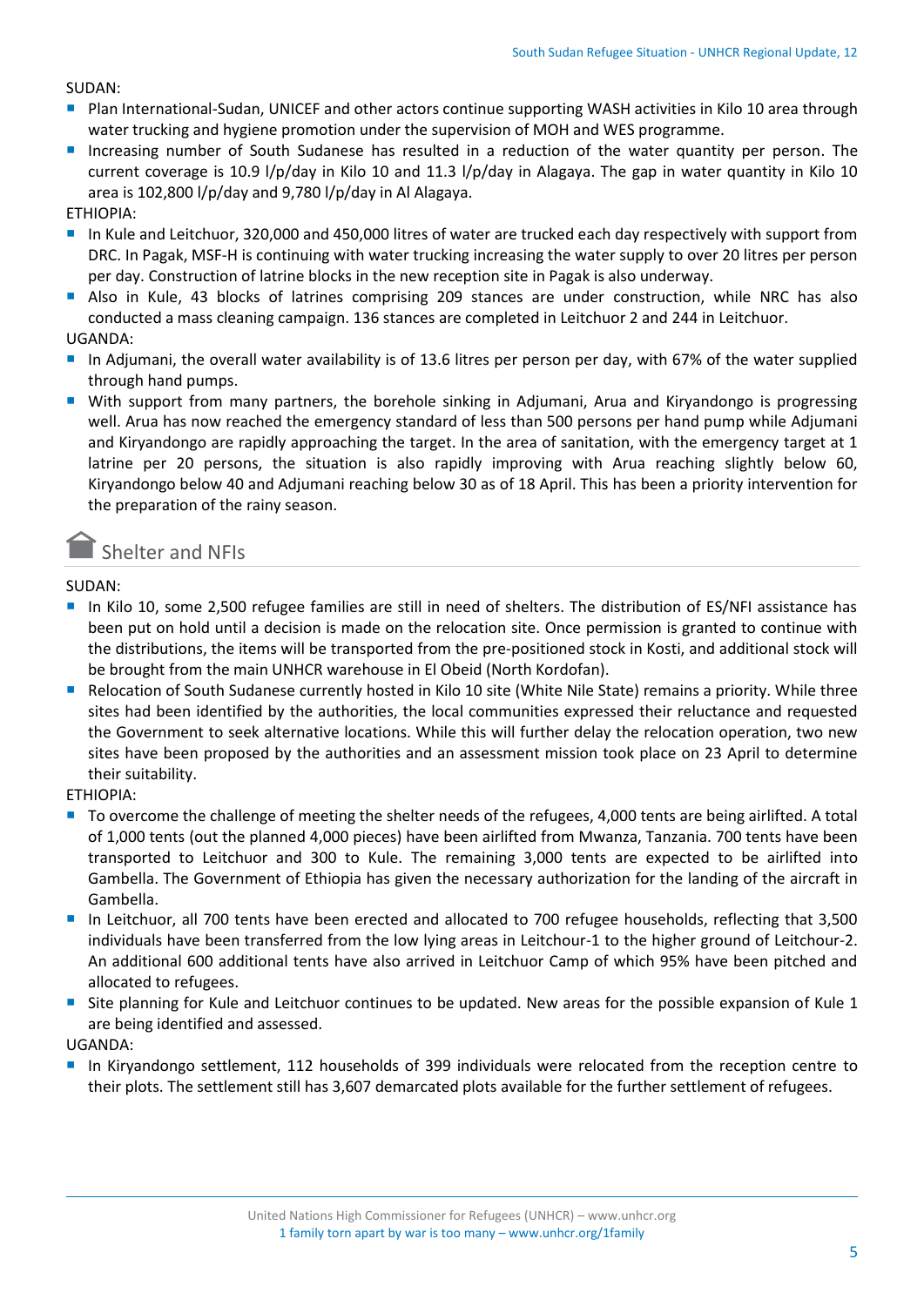SUDAN:

- Plan International-Sudan, UNICEF and other actors continue supporting WASH activities in Kilo 10 area through water trucking and hygiene promotion under the supervision of MOH and WES programme.
- Increasing number of South Sudanese has resulted in a reduction of the water quantity per person. The current coverage is 10.9 l/p/day in Kilo 10 and 11.3 l/p/day in Alagaya. The gap in water quantity in Kilo 10 area is 102,800 l/p/day and 9,780 l/p/day in Al Alagaya.

ETHIOPIA:

- In Kule and Leitchuor, 320,000 and 450,000 litres of water are trucked each day respectively with support from DRC. In Pagak, MSF-H is continuing with water trucking increasing the water supply to over 20 litres per person per day. Construction of latrine blocks in the new reception site in Pagak is also underway.
- Also in Kule, 43 blocks of latrines comprising 209 stances are under construction, while NRC has also conducted a mass cleaning campaign. 136 stances are completed in Leitchuor 2 and 244 in Leitchuor.

UGANDA:

- In Adjumani, the overall water availability is of 13.6 litres per person per day, with 67% of the water supplied through hand pumps.
- With support from many partners, the borehole sinking in Adjumani, Arua and Kiryandongo is progressing well. Arua has now reached the emergency standard of less than 500 persons per hand pump while Adjumani and Kiryandongo are rapidly approaching the target. In the area of sanitation, with the emergency target at 1 latrine per 20 persons, the situation is also rapidly improving with Arua reaching slightly below 60, Kiryandongo below 40 and Adjumani reaching below 30 as of 18 April. This has been a priority intervention for the preparation of the rainy season.

## Shelter and NFIs

SUDAN:

- In Kilo 10, some 2,500 refugee families are still in need of shelters. The distribution of ES/NFI assistance has been put on hold until a decision is made on the relocation site. Once permission is granted to continue with the distributions, the items will be transported from the pre-positioned stock in Kosti, and additional stock will be brought from the main UNHCR warehouse in El Obeid (North Kordofan).
- Relocation of South Sudanese currently hosted in Kilo 10 site (White Nile State) remains a priority. While three sites had been identified by the authorities, the local communities expressed their reluctance and requested the Government to seek alternative locations. While this will further delay the relocation operation, two new sites have been proposed by the authorities and an assessment mission took place on 23 April to determine their suitability.

ETHIOPIA:

- To overcome the challenge of meeting the shelter needs of the refugees, 4,000 tents are being airlifted. A total of 1,000 tents (out the planned 4,000 pieces) have been airlifted from Mwanza, Tanzania. 700 tents have been transported to Leitchuor and 300 to Kule. The remaining 3,000 tents are expected to be airlifted into Gambella. The Government of Ethiopia has given the necessary authorization for the landing of the aircraft in Gambella.
- In Leitchuor, all 700 tents have been erected and allocated to 700 refugee households, reflecting that 3,500 individuals have been transferred from the low lying areas in Leitchour-1 to the higher ground of Leitchour-2. An additional 600 additional tents have also arrived in Leitchuor Camp of which 95% have been pitched and allocated to refugees.
- Site planning for Kule and Leitchuor continues to be updated. New areas for the possible expansion of Kule 1 are being identified and assessed.

UGANDA:

- In Kiryandongo settlement, 112 households of 399 individuals were relocated from the reception centre to their plots. The settlement still has 3,607 demarcated plots available for the further settlement of refugees.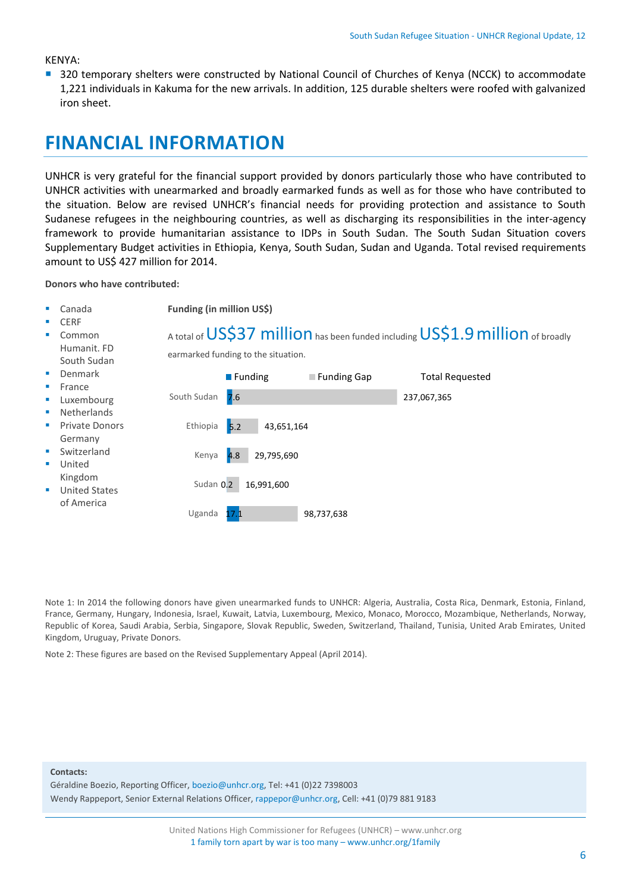KENYA:

- 320 temporary shelters were constructed by National Council of Churches of Kenya (NCCK) to accommodate 1,221 individuals in Kakuma for the new arrivals. In addition, 125 durable shelters were roofed with galvanized iron sheet.

# FINANCIAL INFORMATION

UNHCR is very grateful for the financial support provided by donors particularly those who have contributed to UNHCR activities with unearmarked and broadly earmarked funds as well as for those who have contributed to the situation. Below are revised UNHCR's financial needs for providing protection and assistance to South Sudanese refugees in the neighbouring countries, as well as discharging its responsibilities in the inter-agency framework to provide humanitarian assistance to IDPs in South Sudan. The South Sudan Situation covers Supplementary Budget activities in Ethiopia, Kenya, South Sudan, Sudan and Uganda. Total revised requirements amount to US$ 427 million for 2014.

**Donors who have contributed:**

- Canada
- CERF
- Common Humanit. FD South Sudan
- Denmark
- France
- Luxembourg
- Netherlands
- Private Donors Germany
- Switzerland
- United Kingdom
- United States of America

**Funding (in million US$)**

A total of US$37 million has been funded including US$1.9 million of broadly earmarked funding to the situation.

| Country | Funding | Total Requested |
| --- | --- | --- |
| South Sudan | 7.6 | 237,067,365 |
| Ethiopia | 5.2 | 43,651,164 |
| Kenya | 4.8 | 29,795,690 |
| Sudan | 0.2 | 16,991,600 |
| Uganda | 17.1 | 98,737,638 |

Note 1: In 2014 the following donors have given unearmarked funds to UNHCR: Algeria, Australia, Costa Rica, Denmark, Estonia, Finland, France, Germany, Hungary, Indonesia, Israel, Kuwait, Latvia, Luxembourg, Mexico, Monaco, Morocco, Mozambique, Netherlands, Norway, Republic of Korea, Saudi Arabia, Serbia, Singapore, Slovak Republic, Sweden, Switzerland, Thailand, Tunisia, United Arab Emirates, United Kingdom, Uruguay, Private Donors.

Note 2: These figures are based on the Revised Supplementary Appeal (April 2014).

**Contacts:**

Géraldine Boezio, Reporting Officer, boezio@unhcr.org, Tel: +41 (0)22 7398003

Wendy Rappeport, Senior External Relations Officer, rappepor@unhcr.org, Cell: +41 (0)79 881 9183

United Nations High Commissioner for Refugees (UNHCR) – www.unhcr.org

1 family torn apart by war is too many – www.unhcr.org/1family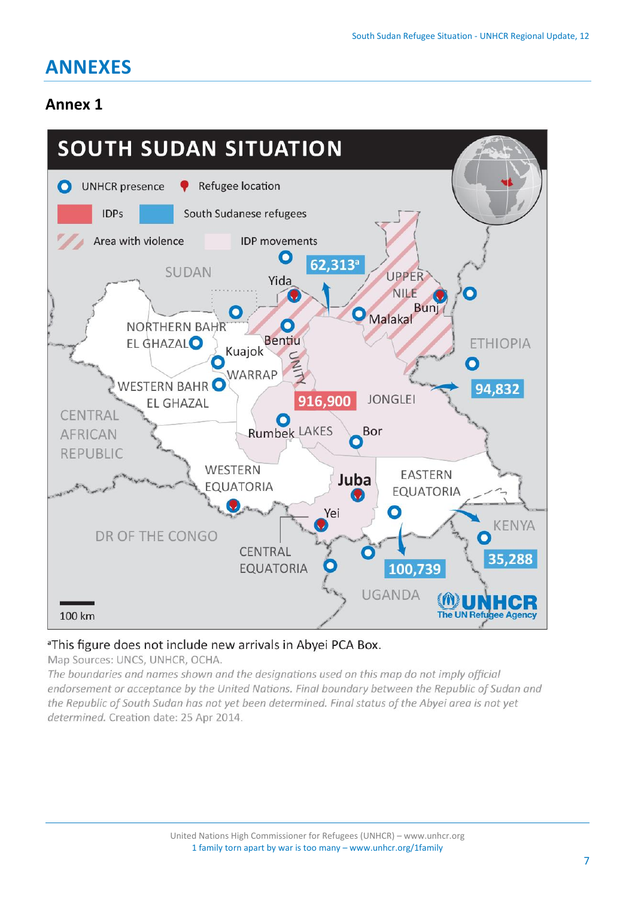# ANNEXES

## Annex 1

**SOUTH SUDAN SITUATION**

UNHCR presence | Refugee location | IDPs | South Sudanese refugees | Area with violence | IDP movements

SUDAN: 62,313[a]

ETHIOPIA: 94,832

IDPs: 916,900

UGANDA: 100,739

KENYA: 35,288

100 km

[a]This figure does not include new arrivals in Abyei PCA Box.

Map Sources: UNCS, UNHCR, OCHA.

*The boundaries and names shown and the designations used on this map do not imply official endorsement or acceptance by the United Nations. Final boundary between the Republic of Sudan and the Republic of South Sudan has not yet been determined. Final status of the Abyei area is not yet determined.* Creation date: 25 Apr 2014.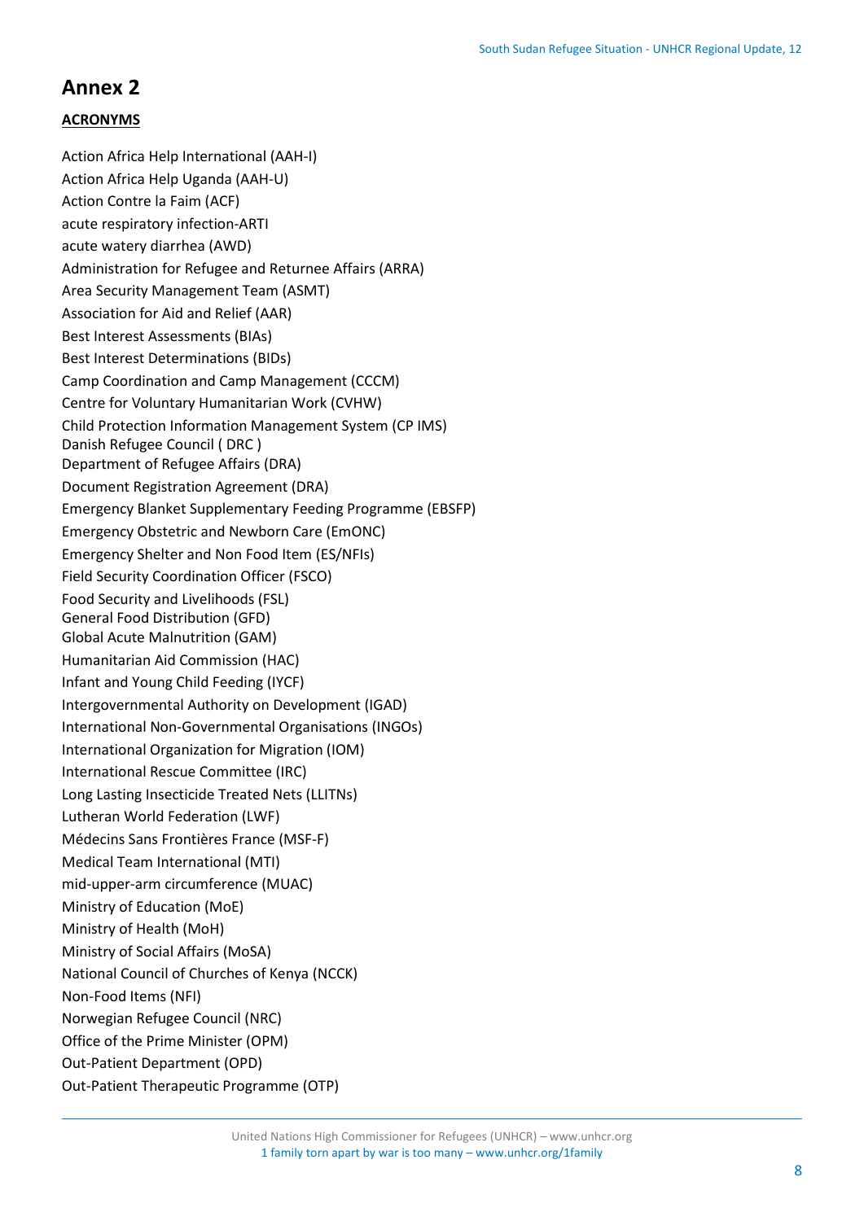# Annex 2

**ACRONYMS**

Action Africa Help International (AAH-I)
Action Africa Help Uganda (AAH-U)
Action Contre la Faim (ACF)
acute respiratory infection-ARTI
acute watery diarrhea (AWD)
Administration for Refugee and Returnee Affairs (ARRA)
Area Security Management Team (ASMT)
Association for Aid and Relief (AAR)
Best Interest Assessments (BIAs)
Best Interest Determinations (BIDs)
Camp Coordination and Camp Management (CCCM)
Centre for Voluntary Humanitarian Work (CVHW)
Child Protection Information Management System (CP IMS)
Danish Refugee Council ( DRC )
Department of Refugee Affairs (DRA)
Document Registration Agreement (DRA)
Emergency Blanket Supplementary Feeding Programme (EBSFP)
Emergency Obstetric and Newborn Care (EmONC)
Emergency Shelter and Non Food Item (ES/NFIs)
Field Security Coordination Officer (FSCO)
Food Security and Livelihoods (FSL)
General Food Distribution (GFD)
Global Acute Malnutrition (GAM)
Humanitarian Aid Commission (HAC)
Infant and Young Child Feeding (IYCF)
Intergovernmental Authority on Development (IGAD)
International Non-Governmental Organisations (INGOs)
International Organization for Migration (IOM)
International Rescue Committee (IRC)
Long Lasting Insecticide Treated Nets (LLITNs)
Lutheran World Federation (LWF)
Médecins Sans Frontières France (MSF-F)
Medical Team International (MTI)
mid-upper-arm circumference (MUAC)
Ministry of Education (MoE)
Ministry of Health (MoH)
Ministry of Social Affairs (MoSA)
National Council of Churches of Kenya (NCCK)
Non-Food Items (NFI)
Norwegian Refugee Council (NRC)
Office of the Prime Minister (OPM)
Out-Patient Department (OPD)
Out-Patient Therapeutic Programme (OTP)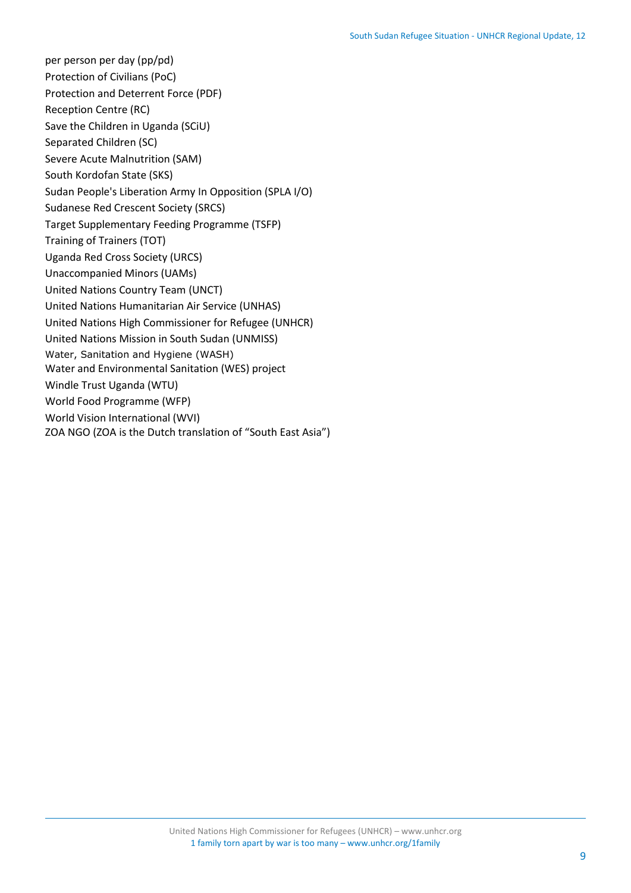per person per day (pp/pd)
Protection of Civilians (PoC)
Protection and Deterrent Force (PDF)
Reception Centre (RC)
Save the Children in Uganda (SCiU)
Separated Children (SC)
Severe Acute Malnutrition (SAM)
South Kordofan State (SKS)
Sudan People's Liberation Army In Opposition (SPLA I/O)
Sudanese Red Crescent Society (SRCS)
Target Supplementary Feeding Programme (TSFP)
Training of Trainers (TOT)
Uganda Red Cross Society (URCS)
Unaccompanied Minors (UAMs)
United Nations Country Team (UNCT)
United Nations Humanitarian Air Service (UNHAS)
United Nations High Commissioner for Refugee (UNHCR)
United Nations Mission in South Sudan (UNMISS)
Water, Sanitation and Hygiene (WASH)
Water and Environmental Sanitation (WES) project
Windle Trust Uganda (WTU)
World Food Programme (WFP)
World Vision International (WVI)
ZOA NGO (ZOA is the Dutch translation of "South East Asia")